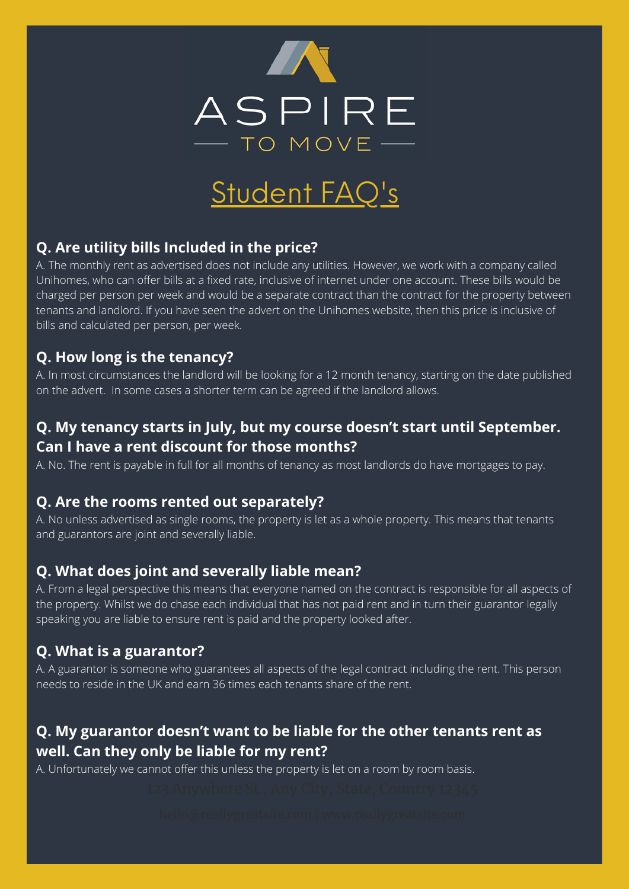# ASPIRE

## TO MOVE

## Student FAQ's

### Q. Are utility bills Included in the price?

A. The monthly rent as advertised does not include any utilities. However, we work with a company called Unihomes, who can offer bills at a fixed rate, inclusive of internet under one account. These bills would be charged per person per week and would be a separate contract than the contract for the property between tenants and landlord. If you have seen the advert on the Unihomes website, then this price is inclusive of bills and calculated per person, per week.

### Q. How long is the tenancy?

A. In most circumstances the landlord will be looking for a 12 month tenancy, starting on the date published on the advert. In some cases a shorter term can be agreed if the landlord allows.

### Q. My tenancy starts in July, but my course doesn't start until September. Can I have a rent discount for those months?

A. No. The rent is payable in full for all months of tenancy as most landlords do have mortgages to pay.

### Q. Are the rooms rented out separately?

A. No unless advertised as single rooms, the property is let as a whole property. This means that tenants and guarantors are joint and severally liable.

### Q. What does joint and severally liable mean?

A. From a legal perspective this means that everyone named on the contract is responsible for all aspects of the property. Whilst we do chase each individual that has not paid rent and in turn their guarantor legally speaking you are liable to ensure rent is paid and the property looked after.

### Q. What is a guarantor?

A. A guarantor is someone who guarantees all aspects of the legal contract including the rent. This person needs to reside in the UK and earn 36 times each tenants share of the rent.

### Q. My guarantor doesn't want to be liable for the other tenants rent as well. Can they only be liable for my rent?

A. Unfortunately we cannot offer this unless the property is let on a room by room basis.

123 Anywhere St., Any City, State, Country 12345

hello@reallygreatsite.com | www.reallygreatsite.com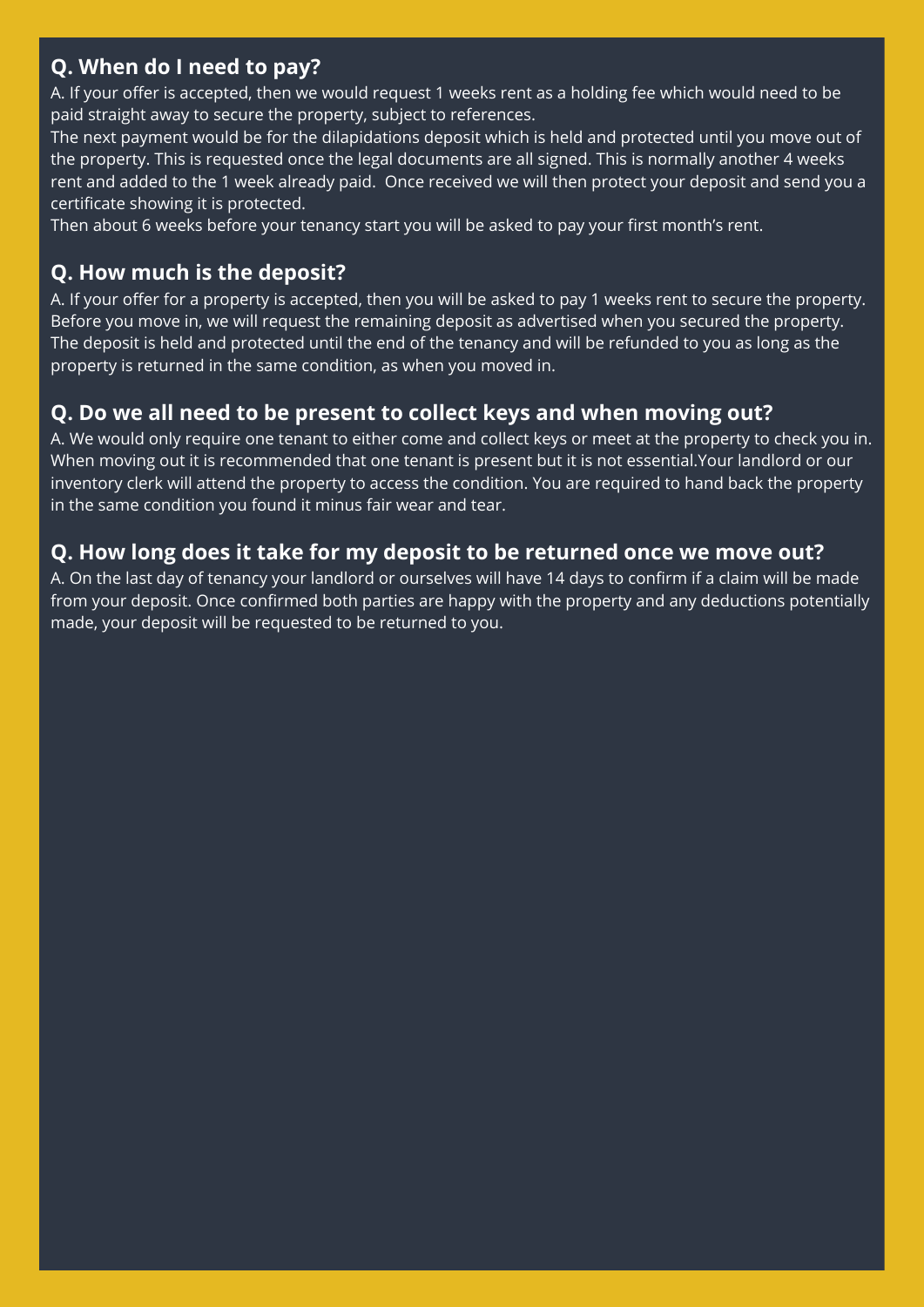## Q. When do I need to pay?

A. If your offer is accepted, then we would request 1 weeks rent as a holding fee which would need to be paid straight away to secure the property, subject to references.

The next payment would be for the dilapidations deposit which is held and protected until you move out of the property. This is requested once the legal documents are all signed. This is normally another 4 weeks rent and added to the 1 week already paid. Once received we will then protect your deposit and send you a certificate showing it is protected.

Then about 6 weeks before your tenancy start you will be asked to pay your first month's rent.

## Q. How much is the deposit?

A. If your offer for a property is accepted, then you will be asked to pay 1 weeks rent to secure the property. Before you move in, we will request the remaining deposit as advertised when you secured the property. The deposit is held and protected until the end of the tenancy and will be refunded to you as long as the property is returned in the same condition, as when you moved in.

## Q. Do we all need to be present to collect keys and when moving out?

A. We would only require one tenant to either come and collect keys or meet at the property to check you in. When moving out it is recommended that one tenant is present but it is not essential.Your landlord or our inventory clerk will attend the property to access the condition. You are required to hand back the property in the same condition you found it minus fair wear and tear.

## Q. How long does it take for my deposit to be returned once we move out?

A. On the last day of tenancy your landlord or ourselves will have 14 days to confirm if a claim will be made from your deposit. Once confirmed both parties are happy with the property and any deductions potentially made, your deposit will be requested to be returned to you.